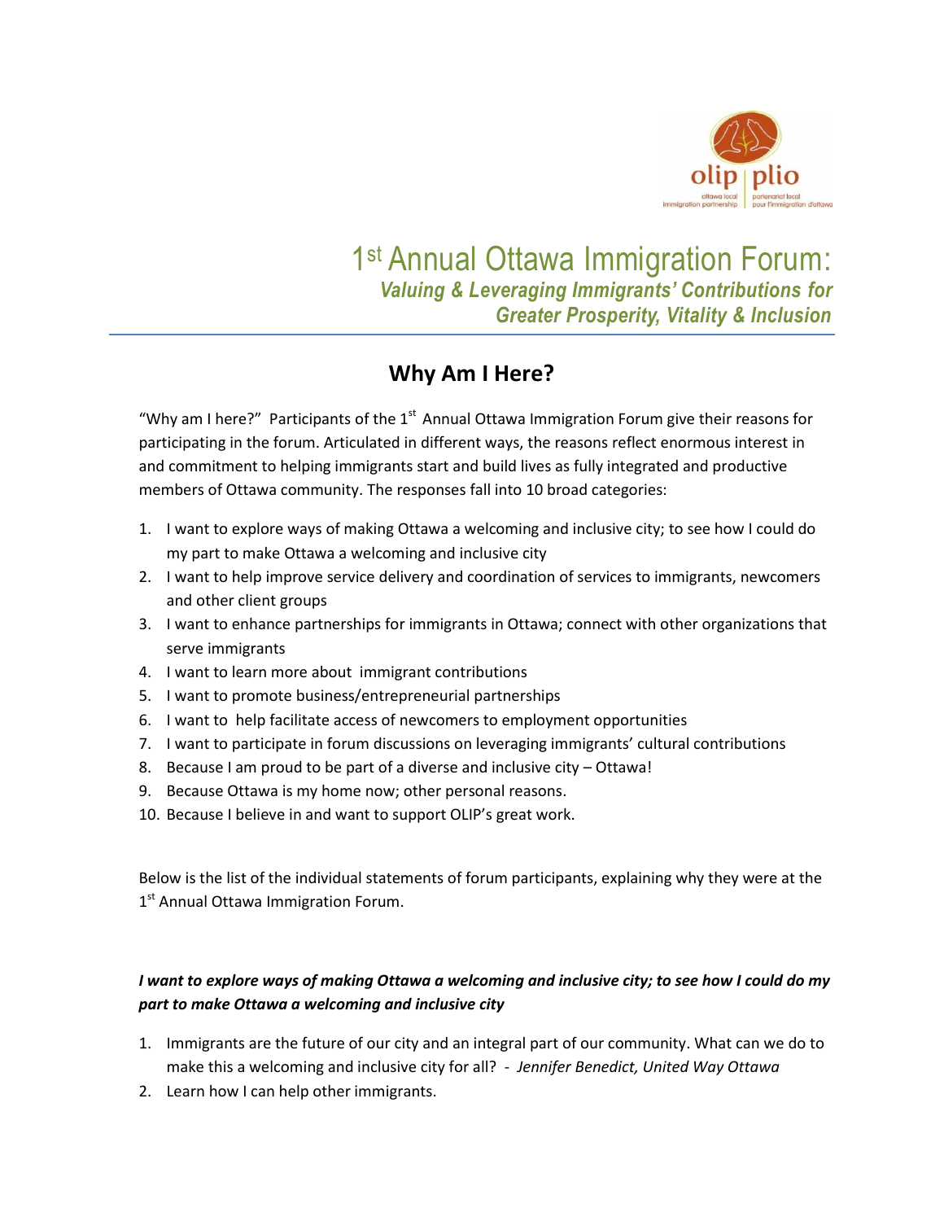# 1st Annual Ottawa Immigration Forum:
### *Valuing & Leveraging Immigrants' Contributions for Greater Prosperity, Vitality & Inclusion*

## Why Am I Here?

"Why am I here?" Participants of the 1st Annual Ottawa Immigration Forum give their reasons for participating in the forum. Articulated in different ways, the reasons reflect enormous interest in and commitment to helping immigrants start and build lives as fully integrated and productive members of Ottawa community. The responses fall into 10 broad categories:

1. I want to explore ways of making Ottawa a welcoming and inclusive city; to see how I could do my part to make Ottawa a welcoming and inclusive city
2. I want to help improve service delivery and coordination of services to immigrants, newcomers and other client groups
3. I want to enhance partnerships for immigrants in Ottawa; connect with other organizations that serve immigrants
4. I want to learn more about immigrant contributions
5. I want to promote business/entrepreneurial partnerships
6. I want to help facilitate access of newcomers to employment opportunities
7. I want to participate in forum discussions on leveraging immigrants' cultural contributions
8. Because I am proud to be part of a diverse and inclusive city – Ottawa!
9. Because Ottawa is my home now; other personal reasons.
10. Because I believe in and want to support OLIP's great work.

Below is the list of the individual statements of forum participants, explaining why they were at the 1st Annual Ottawa Immigration Forum.

***I want to explore ways of making Ottawa a welcoming and inclusive city; to see how I could do my part to make Ottawa a welcoming and inclusive city***

1. Immigrants are the future of our city and an integral part of our community. What can we do to make this a welcoming and inclusive city for all? - *Jennifer Benedict, United Way Ottawa*
2. Learn how I can help other immigrants.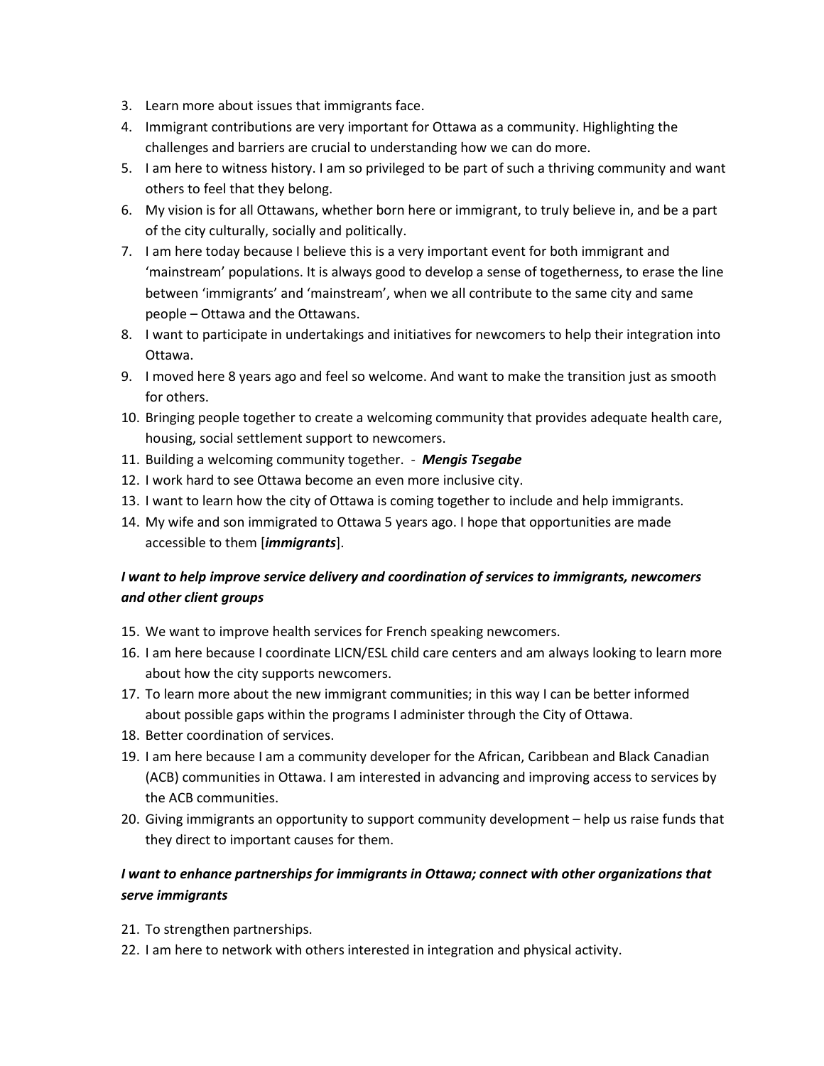3. Learn more about issues that immigrants face.
4. Immigrant contributions are very important for Ottawa as a community. Highlighting the challenges and barriers are crucial to understanding how we can do more.
5. I am here to witness history. I am so privileged to be part of such a thriving community and want others to feel that they belong.
6. My vision is for all Ottawans, whether born here or immigrant, to truly believe in, and be a part of the city culturally, socially and politically.
7. I am here today because I believe this is a very important event for both immigrant and 'mainstream' populations. It is always good to develop a sense of togetherness, to erase the line between 'immigrants' and 'mainstream', when we all contribute to the same city and same people – Ottawa and the Ottawans.
8. I want to participate in undertakings and initiatives for newcomers to help their integration into Ottawa.
9. I moved here 8 years ago and feel so welcome. And want to make the transition just as smooth for others.
10. Bringing people together to create a welcoming community that provides adequate health care, housing, social settlement support to newcomers.
11. Building a welcoming community together. - ***Mengis Tsegabe***
12. I work hard to see Ottawa become an even more inclusive city.
13. I want to learn how the city of Ottawa is coming together to include and help immigrants.
14. My wife and son immigrated to Ottawa 5 years ago. I hope that opportunities are made accessible to them [***immigrants***].

***I want to help improve service delivery and coordination of services to immigrants, newcomers and other client groups***

15. We want to improve health services for French speaking newcomers.
16. I am here because I coordinate LICN/ESL child care centers and am always looking to learn more about how the city supports newcomers.
17. To learn more about the new immigrant communities; in this way I can be better informed about possible gaps within the programs I administer through the City of Ottawa.
18. Better coordination of services.
19. I am here because I am a community developer for the African, Caribbean and Black Canadian (ACB) communities in Ottawa. I am interested in advancing and improving access to services by the ACB communities.
20. Giving immigrants an opportunity to support community development – help us raise funds that they direct to important causes for them.

***I want to enhance partnerships for immigrants in Ottawa; connect with other organizations that serve immigrants***

21. To strengthen partnerships.
22. I am here to network with others interested in integration and physical activity.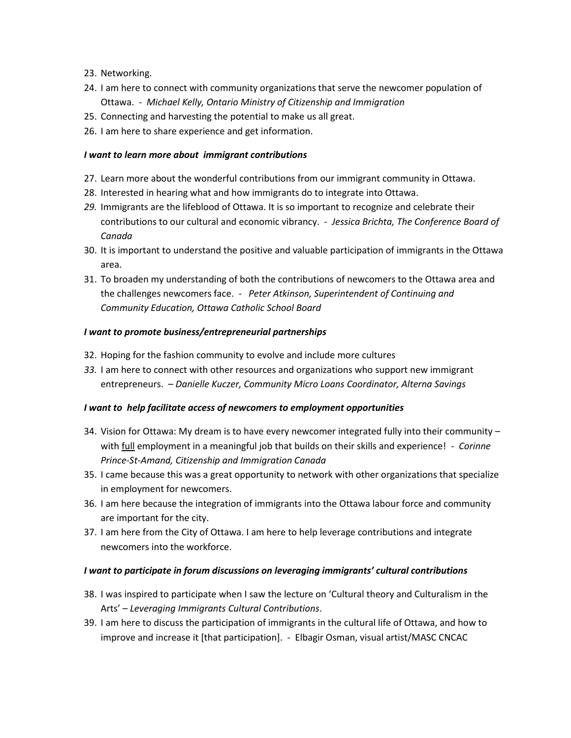23. Networking.
24. I am here to connect with community organizations that serve the newcomer population of Ottawa. - *Michael Kelly, Ontario Ministry of Citizenship and Immigration*
25. Connecting and harvesting the potential to make us all great.
26. I am here to share experience and get information.

***I want to learn more about immigrant contributions***

27. Learn more about the wonderful contributions from our immigrant community in Ottawa.
28. Interested in hearing what and how immigrants do to integrate into Ottawa.
29. Immigrants are the lifeblood of Ottawa. It is so important to recognize and celebrate their contributions to our cultural and economic vibrancy. - *Jessica Brichta, The Conference Board of Canada*
30. It is important to understand the positive and valuable participation of immigrants in the Ottawa area.
31. To broaden my understanding of both the contributions of newcomers to the Ottawa area and the challenges newcomers face. - *Peter Atkinson, Superintendent of Continuing and Community Education, Ottawa Catholic School Board*

***I want to promote business/entrepreneurial partnerships***

32. Hoping for the fashion community to evolve and include more cultures
33. I am here to connect with other resources and organizations who support new immigrant entrepreneurs. – *Danielle Kuczer, Community Micro Loans Coordinator, Alterna Savings*

***I want to help facilitate access of newcomers to employment opportunities***

34. Vision for Ottawa: My dream is to have every newcomer integrated fully into their community – with <u>full</u> employment in a meaningful job that builds on their skills and experience! - *Corinne Prince-St-Amand, Citizenship and Immigration Canada*
35. I came because this was a great opportunity to network with other organizations that specialize in employment for newcomers.
36. I am here because the integration of immigrants into the Ottawa labour force and community are important for the city.
37. I am here from the City of Ottawa. I am here to help leverage contributions and integrate newcomers into the workforce.

***I want to participate in forum discussions on leveraging immigrants' cultural contributions***

38. I was inspired to participate when I saw the lecture on 'Cultural theory and Culturalism in the Arts' – *Leveraging Immigrants Cultural Contributions*.
39. I am here to discuss the participation of immigrants in the cultural life of Ottawa, and how to improve and increase it [that participation]. - Elbagir Osman, visual artist/MASC CNCAC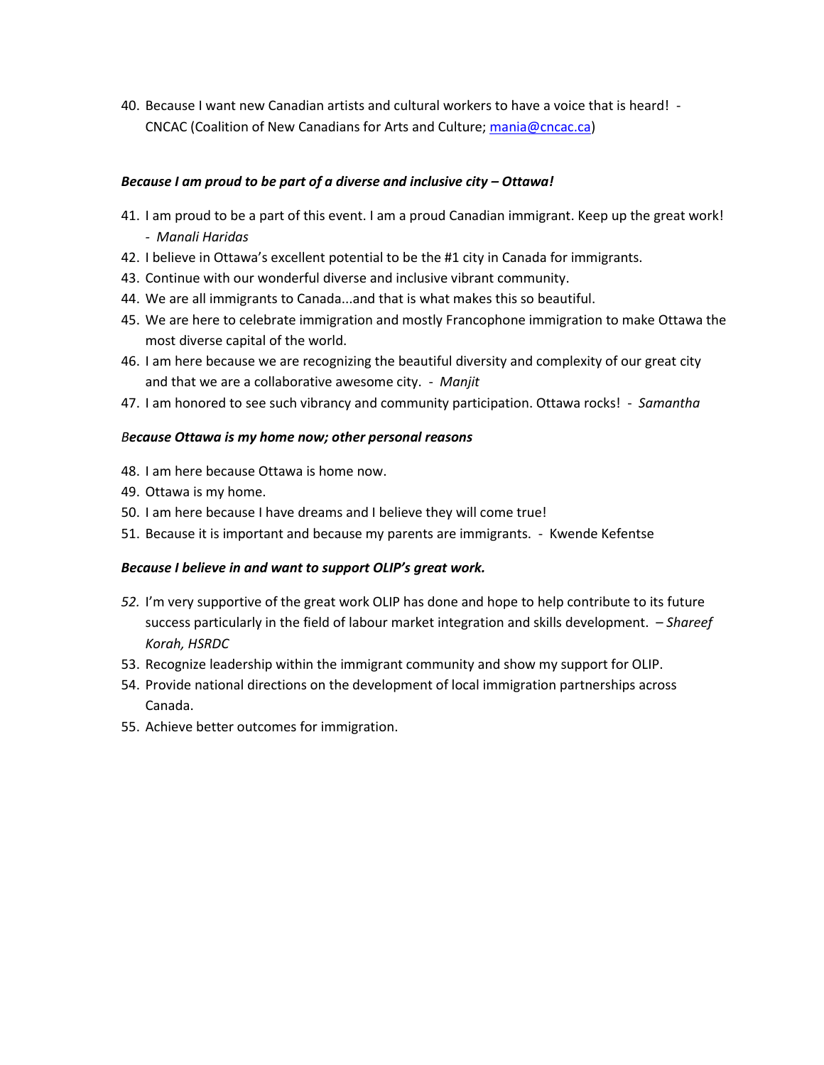40. Because I want new Canadian artists and cultural workers to have a voice that is heard! - CNCAC (Coalition of New Canadians for Arts and Culture; [mania@cncac.ca](mailto:mania@cncac.ca))

***Because I am proud to be part of a diverse and inclusive city – Ottawa!***

41. I am proud to be a part of this event. I am a proud Canadian immigrant. Keep up the great work! - *Manali Haridas*
42. I believe in Ottawa's excellent potential to be the #1 city in Canada for immigrants.
43. Continue with our wonderful diverse and inclusive vibrant community.
44. We are all immigrants to Canada...and that is what makes this so beautiful.
45. We are here to celebrate immigration and mostly Francophone immigration to make Ottawa the most diverse capital of the world.
46. I am here because we are recognizing the beautiful diversity and complexity of our great city and that we are a collaborative awesome city. - *Manjit*
47. I am honored to see such vibrancy and community participation. Ottawa rocks! - *Samantha*

***Because Ottawa is my home now; other personal reasons***

48. I am here because Ottawa is home now.
49. Ottawa is my home.
50. I am here because I have dreams and I believe they will come true!
51. Because it is important and because my parents are immigrants. - Kwende Kefentse

***Because I believe in and want to support OLIP's great work.***

52. I'm very supportive of the great work OLIP has done and hope to help contribute to its future success particularly in the field of labour market integration and skills development. *– Shareef Korah, HSRDC*
53. Recognize leadership within the immigrant community and show my support for OLIP.
54. Provide national directions on the development of local immigration partnerships across Canada.
55. Achieve better outcomes for immigration.